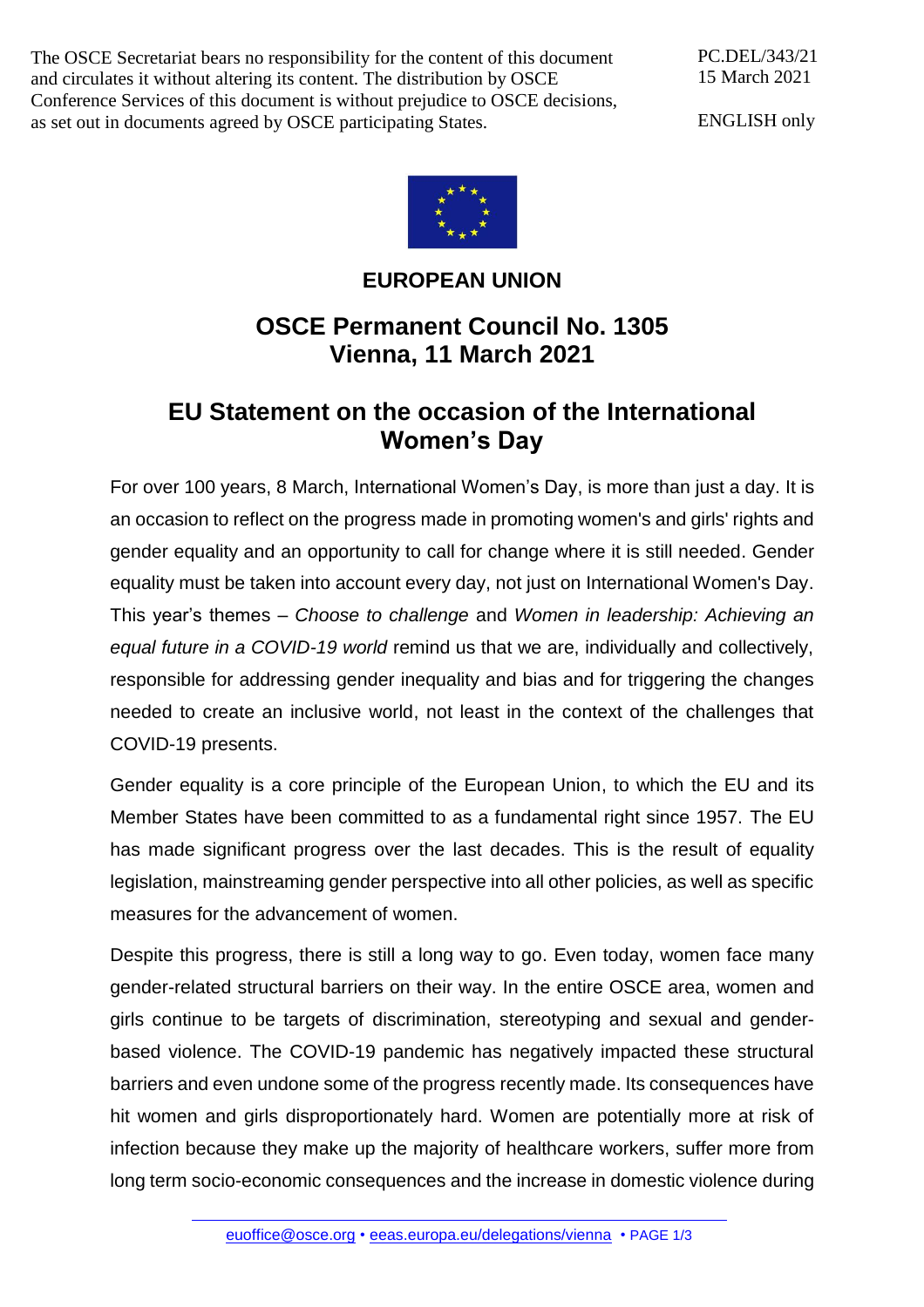The OSCE Secretariat bears no responsibility for the content of this document and circulates it without altering its content. The distribution by OSCE Conference Services of this document is without prejudice to OSCE decisions, as set out in documents agreed by OSCE participating States.

PC.DEL/343/21
15 March 2021

ENGLISH only

**EUROPEAN UNION**

## OSCE Permanent Council No. 1305
## Vienna, 11 March 2021

# EU Statement on the occasion of the International Women's Day

For over 100 years, 8 March, International Women's Day, is more than just a day. It is an occasion to reflect on the progress made in promoting women's and girls' rights and gender equality and an opportunity to call for change where it is still needed. Gender equality must be taken into account every day, not just on International Women's Day. This year's themes – *Choose to challenge* and *Women in leadership: Achieving an equal future in a COVID-19 world* remind us that we are, individually and collectively, responsible for addressing gender inequality and bias and for triggering the changes needed to create an inclusive world, not least in the context of the challenges that COVID-19 presents.

Gender equality is a core principle of the European Union, to which the EU and its Member States have been committed to as a fundamental right since 1957. The EU has made significant progress over the last decades. This is the result of equality legislation, mainstreaming gender perspective into all other policies, as well as specific measures for the advancement of women.

Despite this progress, there is still a long way to go. Even today, women face many gender-related structural barriers on their way. In the entire OSCE area, women and girls continue to be targets of discrimination, stereotyping and sexual and gender-based violence. The COVID-19 pandemic has negatively impacted these structural barriers and even undone some of the progress recently made. Its consequences have hit women and girls disproportionately hard. Women are potentially more at risk of infection because they make up the majority of healthcare workers, suffer more from long term socio-economic consequences and the increase in domestic violence during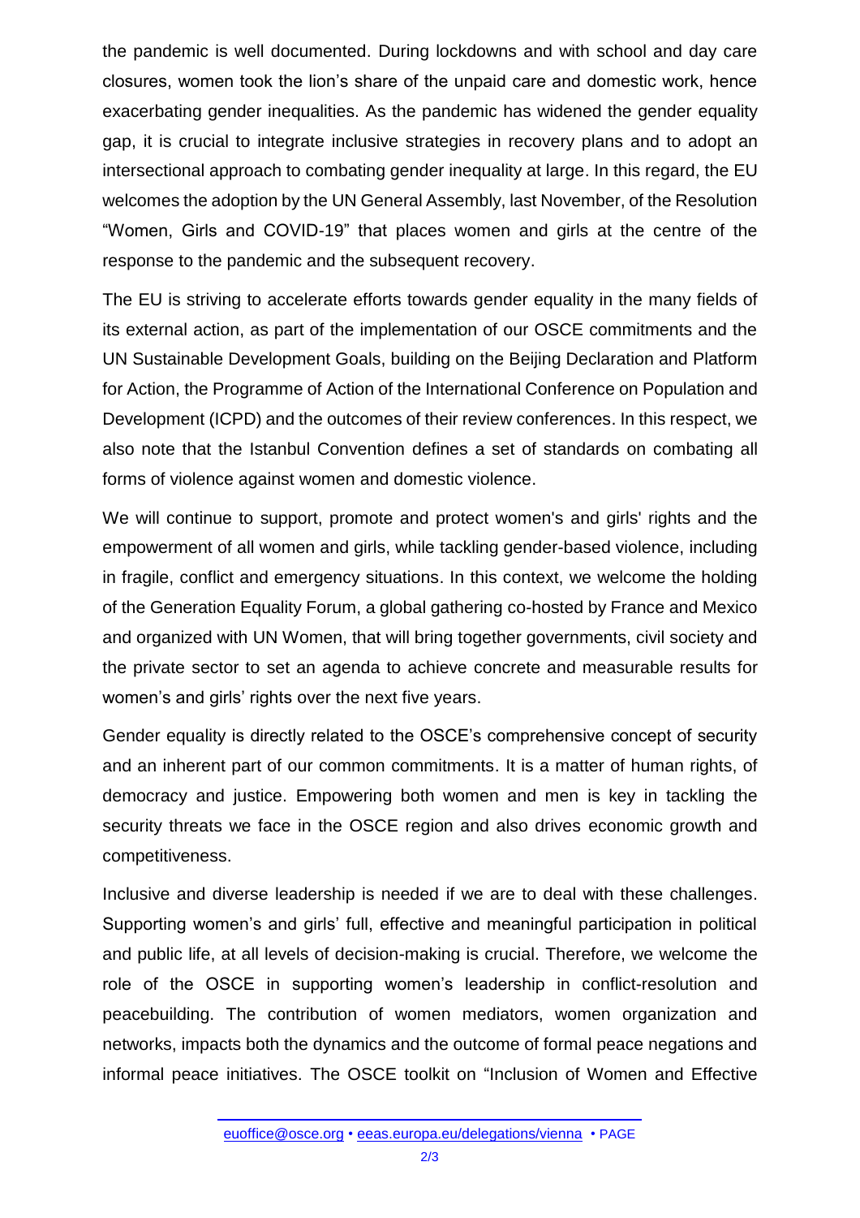the pandemic is well documented. During lockdowns and with school and day care closures, women took the lion's share of the unpaid care and domestic work, hence exacerbating gender inequalities. As the pandemic has widened the gender equality gap, it is crucial to integrate inclusive strategies in recovery plans and to adopt an intersectional approach to combating gender inequality at large. In this regard, the EU welcomes the adoption by the UN General Assembly, last November, of the Resolution "Women, Girls and COVID-19" that places women and girls at the centre of the response to the pandemic and the subsequent recovery.

The EU is striving to accelerate efforts towards gender equality in the many fields of its external action, as part of the implementation of our OSCE commitments and the UN Sustainable Development Goals, building on the Beijing Declaration and Platform for Action, the Programme of Action of the International Conference on Population and Development (ICPD) and the outcomes of their review conferences. In this respect, we also note that the Istanbul Convention defines a set of standards on combating all forms of violence against women and domestic violence.

We will continue to support, promote and protect women's and girls' rights and the empowerment of all women and girls, while tackling gender-based violence, including in fragile, conflict and emergency situations. In this context, we welcome the holding of the Generation Equality Forum, a global gathering co-hosted by France and Mexico and organized with UN Women, that will bring together governments, civil society and the private sector to set an agenda to achieve concrete and measurable results for women's and girls' rights over the next five years.

Gender equality is directly related to the OSCE's comprehensive concept of security and an inherent part of our common commitments. It is a matter of human rights, of democracy and justice. Empowering both women and men is key in tackling the security threats we face in the OSCE region and also drives economic growth and competitiveness.

Inclusive and diverse leadership is needed if we are to deal with these challenges. Supporting women's and girls' full, effective and meaningful participation in political and public life, at all levels of decision-making is crucial. Therefore, we welcome the role of the OSCE in supporting women's leadership in conflict-resolution and peacebuilding. The contribution of women mediators, women organization and networks, impacts both the dynamics and the outcome of formal peace negations and informal peace initiatives. The OSCE toolkit on "Inclusion of Women and Effective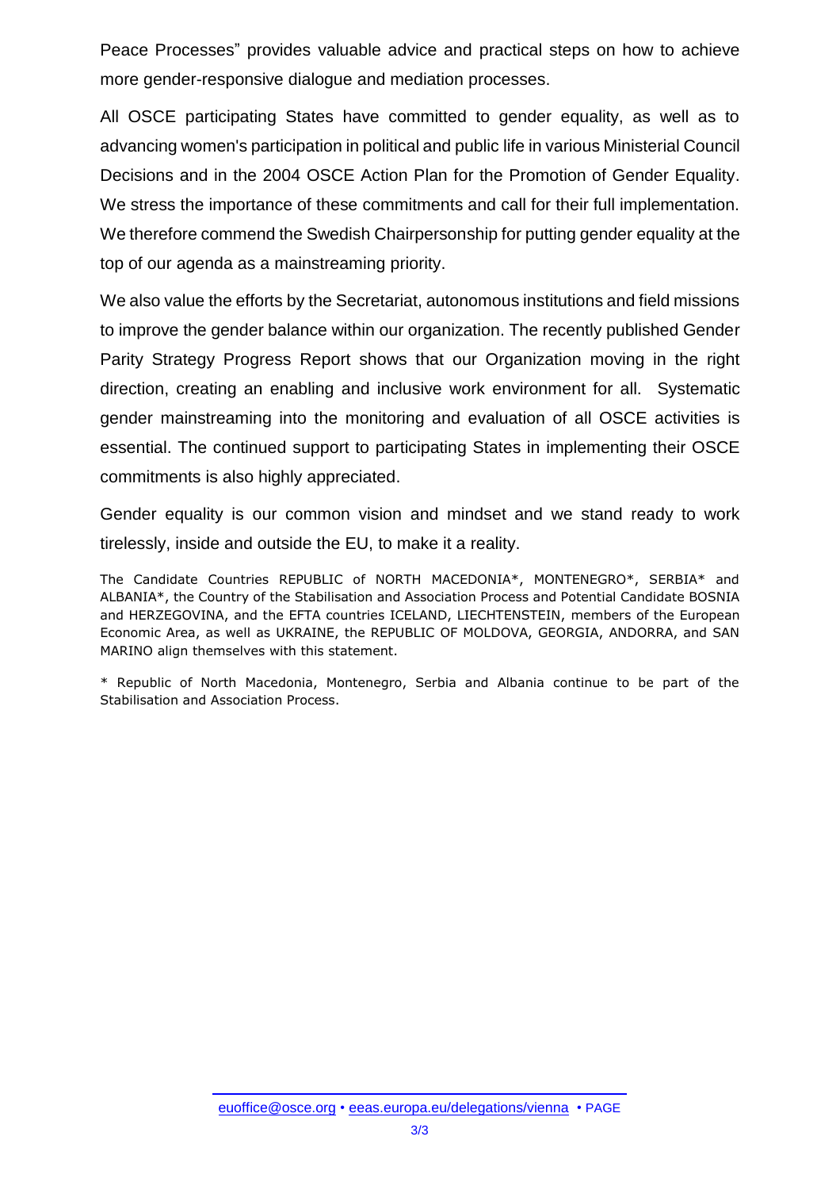Peace Processes" provides valuable advice and practical steps on how to achieve more gender-responsive dialogue and mediation processes.

All OSCE participating States have committed to gender equality, as well as to advancing women's participation in political and public life in various Ministerial Council Decisions and in the 2004 OSCE Action Plan for the Promotion of Gender Equality. We stress the importance of these commitments and call for their full implementation. We therefore commend the Swedish Chairpersonship for putting gender equality at the top of our agenda as a mainstreaming priority.

We also value the efforts by the Secretariat, autonomous institutions and field missions to improve the gender balance within our organization. The recently published Gender Parity Strategy Progress Report shows that our Organization moving in the right direction, creating an enabling and inclusive work environment for all. Systematic gender mainstreaming into the monitoring and evaluation of all OSCE activities is essential. The continued support to participating States in implementing their OSCE commitments is also highly appreciated.

Gender equality is our common vision and mindset and we stand ready to work tirelessly, inside and outside the EU, to make it a reality.

The Candidate Countries REPUBLIC of NORTH MACEDONIA*, MONTENEGRO*, SERBIA* and ALBANIA*, the Country of the Stabilisation and Association Process and Potential Candidate BOSNIA and HERZEGOVINA, and the EFTA countries ICELAND, LIECHTENSTEIN, members of the European Economic Area, as well as UKRAINE, the REPUBLIC OF MOLDOVA, GEORGIA, ANDORRA, and SAN MARINO align themselves with this statement.

* Republic of North Macedonia, Montenegro, Serbia and Albania continue to be part of the Stabilisation and Association Process.

euoffice@osce.org • eeas.europa.eu/delegations/vienna